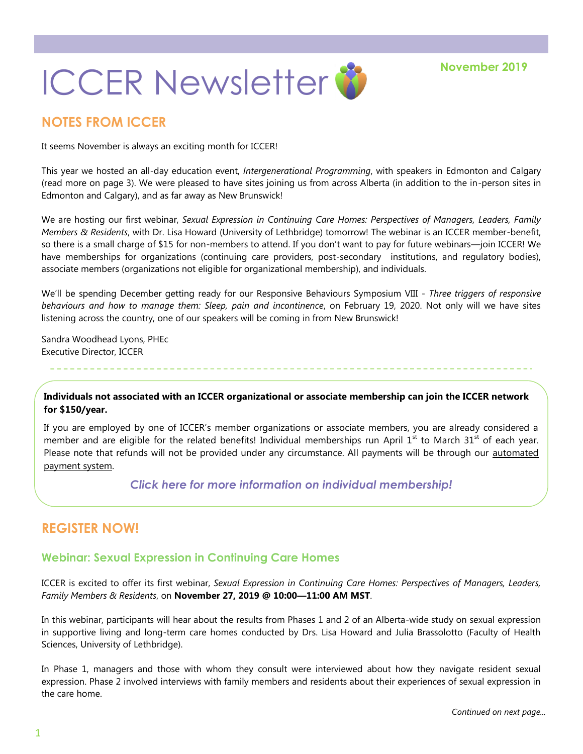# ICCER Newsletter

November 2019

## NOTES FROM ICCER

It seems November is always an exciting month for ICCER!

This year we hosted an all-day education event, *Intergenerational Programming*, with speakers in Edmonton and Calgary (read more on page 3). We were pleased to have sites joining us from across Alberta (in addition to the in-person sites in Edmonton and Calgary), and as far away as New Brunswick!

We are hosting our first webinar, *Sexual Expression in Continuing Care Homes: Perspectives of Managers, Leaders, Family Members & Residents*, with Dr. Lisa Howard (University of Lethbridge) tomorrow! The webinar is an ICCER member-benefit, so there is a small charge of $15 for non-members to attend. If you don't want to pay for future webinars—join ICCER! We have memberships for organizations (continuing care providers, post-secondary institutions, and regulatory bodies), associate members (organizations not eligible for organizational membership), and individuals.

We'll be spending December getting ready for our Responsive Behaviours Symposium VIII - *Three triggers of responsive behaviours and how to manage them: Sleep, pain and incontinence*, on February 19, 2020. Not only will we have sites listening across the country, one of our speakers will be coming in from New Brunswick!

Sandra Woodhead Lyons, PHEc
Executive Director, ICCER

---

**Individuals not associated with an ICCER organizational or associate membership can join the ICCER network for $150/year.**

If you are employed by one of ICCER's member organizations or associate members, you are already considered a member and are eligible for the related benefits! Individual memberships run April 1st to March 31st of each year. Please note that refunds will not be provided under any circumstance. All payments will be through our automated payment system.

*Click here for more information on individual membership!*

## REGISTER NOW!

### Webinar: Sexual Expression in Continuing Care Homes

ICCER is excited to offer its first webinar, *Sexual Expression in Continuing Care Homes: Perspectives of Managers, Leaders, Family Members & Residents*, on **November 27, 2019 @ 10:00—11:00 AM MST**.

In this webinar, participants will hear about the results from Phases 1 and 2 of an Alberta-wide study on sexual expression in supportive living and long-term care homes conducted by Drs. Lisa Howard and Julia Brassolotto (Faculty of Health Sciences, University of Lethbridge).

In Phase 1, managers and those with whom they consult were interviewed about how they navigate resident sexual expression. Phase 2 involved interviews with family members and residents about their experiences of sexual expression in the care home.

*Continued on next page...*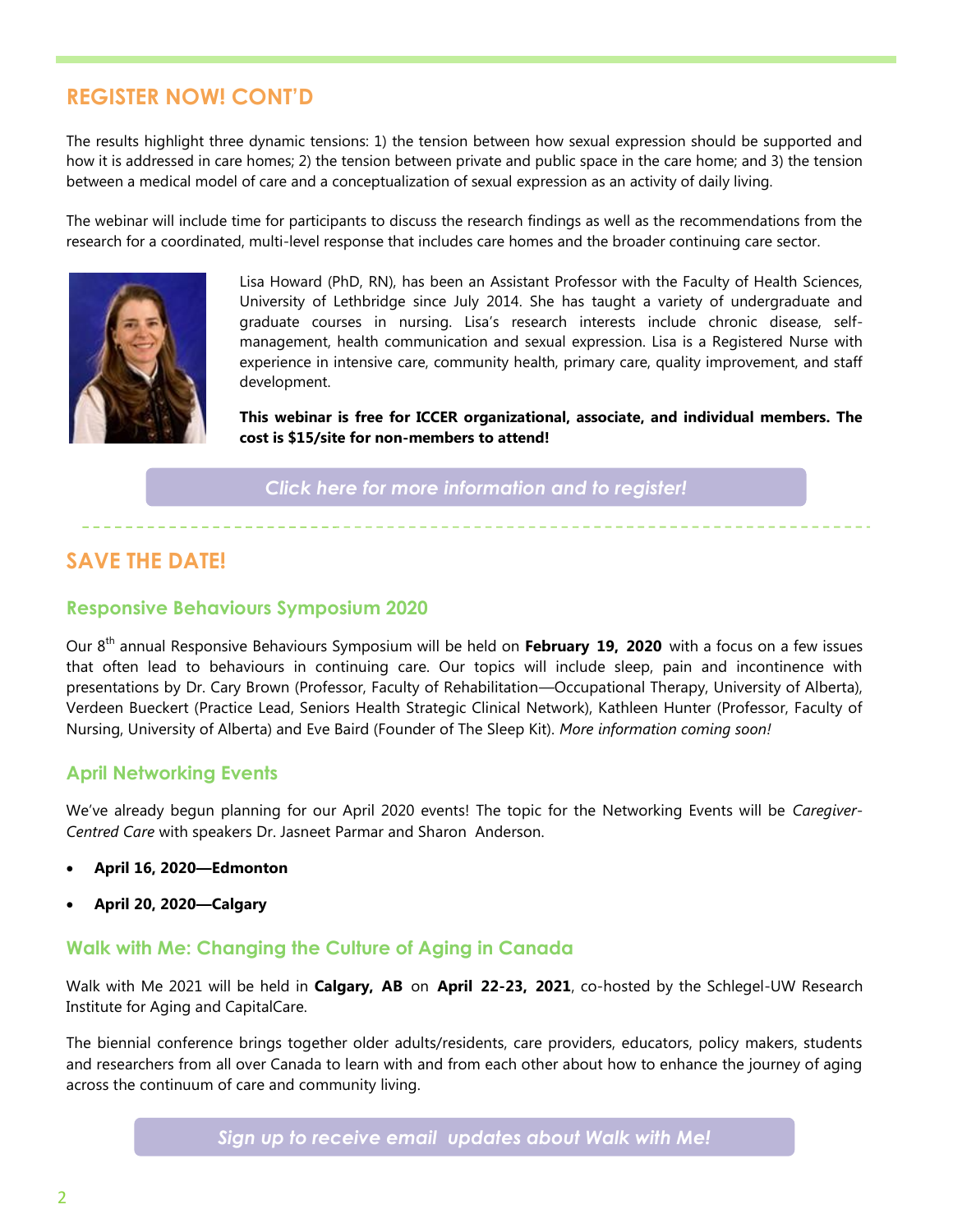## REGISTER NOW! CONT'D

The results highlight three dynamic tensions: 1) the tension between how sexual expression should be supported and how it is addressed in care homes; 2) the tension between private and public space in the care home; and 3) the tension between a medical model of care and a conceptualization of sexual expression as an activity of daily living.

The webinar will include time for participants to discuss the research findings as well as the recommendations from the research for a coordinated, multi-level response that includes care homes and the broader continuing care sector.

Lisa Howard (PhD, RN), has been an Assistant Professor with the Faculty of Health Sciences, University of Lethbridge since July 2014. She has taught a variety of undergraduate and graduate courses in nursing. Lisa's research interests include chronic disease, self-management, health communication and sexual expression. Lisa is a Registered Nurse with experience in intensive care, community health, primary care, quality improvement, and staff development.

**This webinar is free for ICCER organizational, associate, and individual members. The cost is $15/site for non-members to attend!**

*Click here for more information and to register!*

## SAVE THE DATE!

### Responsive Behaviours Symposium 2020

Our 8th annual Responsive Behaviours Symposium will be held on **February 19, 2020** with a focus on a few issues that often lead to behaviours in continuing care. Our topics will include sleep, pain and incontinence with presentations by Dr. Cary Brown (Professor, Faculty of Rehabilitation—Occupational Therapy, University of Alberta), Verdeen Bueckert (Practice Lead, Seniors Health Strategic Clinical Network), Kathleen Hunter (Professor, Faculty of Nursing, University of Alberta) and Eve Baird (Founder of The Sleep Kit). *More information coming soon!*

### April Networking Events

We've already begun planning for our April 2020 events! The topic for the Networking Events will be *Caregiver-Centred Care* with speakers Dr. Jasneet Parmar and Sharon Anderson.

- **April 16, 2020—Edmonton**
- **April 20, 2020—Calgary**

### Walk with Me: Changing the Culture of Aging in Canada

Walk with Me 2021 will be held in **Calgary, AB** on **April 22-23, 2021**, co-hosted by the Schlegel-UW Research Institute for Aging and CapitalCare.

The biennial conference brings together older adults/residents, care providers, educators, policy makers, students and researchers from all over Canada to learn with and from each other about how to enhance the journey of aging across the continuum of care and community living.

*Sign up to receive email updates about Walk with Me!*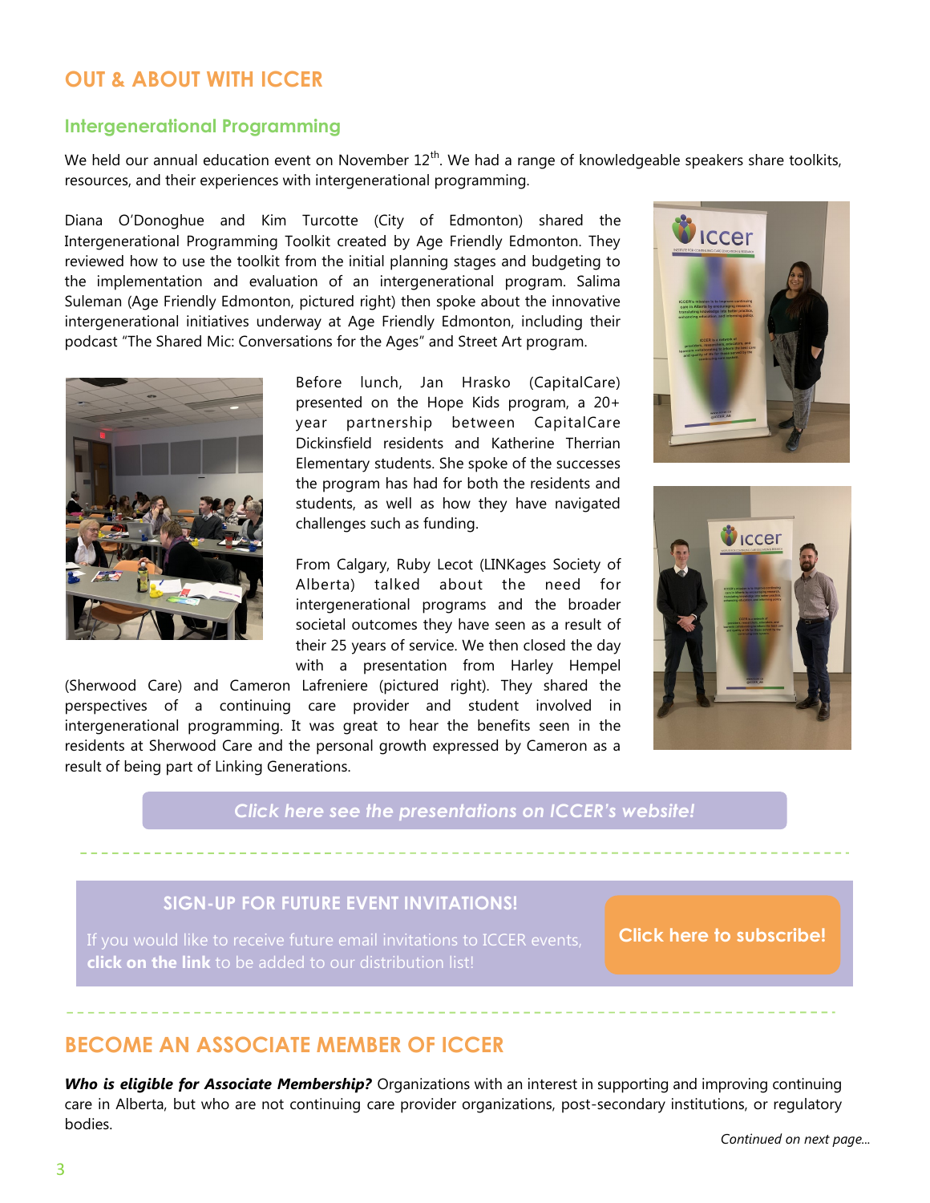## OUT & ABOUT WITH ICCER

### Intergenerational Programming

We held our annual education event on November 12th. We had a range of knowledgeable speakers share toolkits, resources, and their experiences with intergenerational programming.

Diana O'Donoghue and Kim Turcotte (City of Edmonton) shared the Intergenerational Programming Toolkit created by Age Friendly Edmonton. They reviewed how to use the toolkit from the initial planning stages and budgeting to the implementation and evaluation of an intergenerational program. Salima Suleman (Age Friendly Edmonton, pictured right) then spoke about the innovative intergenerational initiatives underway at Age Friendly Edmonton, including their podcast "The Shared Mic: Conversations for the Ages" and Street Art program.

Before lunch, Jan Hrasko (CapitalCare) presented on the Hope Kids program, a 20+ year partnership between CapitalCare Dickinsfield residents and Katherine Therrian Elementary students. She spoke of the successes the program has had for both the residents and students, as well as how they have navigated challenges such as funding.

From Calgary, Ruby Lecot (LINKages Society of Alberta) talked about the need for intergenerational programs and the broader societal outcomes they have seen as a result of their 25 years of service. We then closed the day with a presentation from Harley Hempel (Sherwood Care) and Cameron Lafreniere (pictured right). They shared the perspectives of a continuing care provider and student involved in intergenerational programming. It was great to hear the benefits seen in the residents at Sherwood Care and the personal growth expressed by Cameron as a result of being part of Linking Generations.

*Click here see the presentations on ICCER's website!*

---

### SIGN-UP FOR FUTURE EVENT INVITATIONS!

If you would like to receive future email invitations to ICCER events, **click on the link** to be added to our distribution list!

**Click here to subscribe!**

---

## BECOME AN ASSOCIATE MEMBER OF ICCER

***Who is eligible for Associate Membership?*** Organizations with an interest in supporting and improving continuing care in Alberta, but who are not continuing care provider organizations, post-secondary institutions, or regulatory bodies.

*Continued on next page...*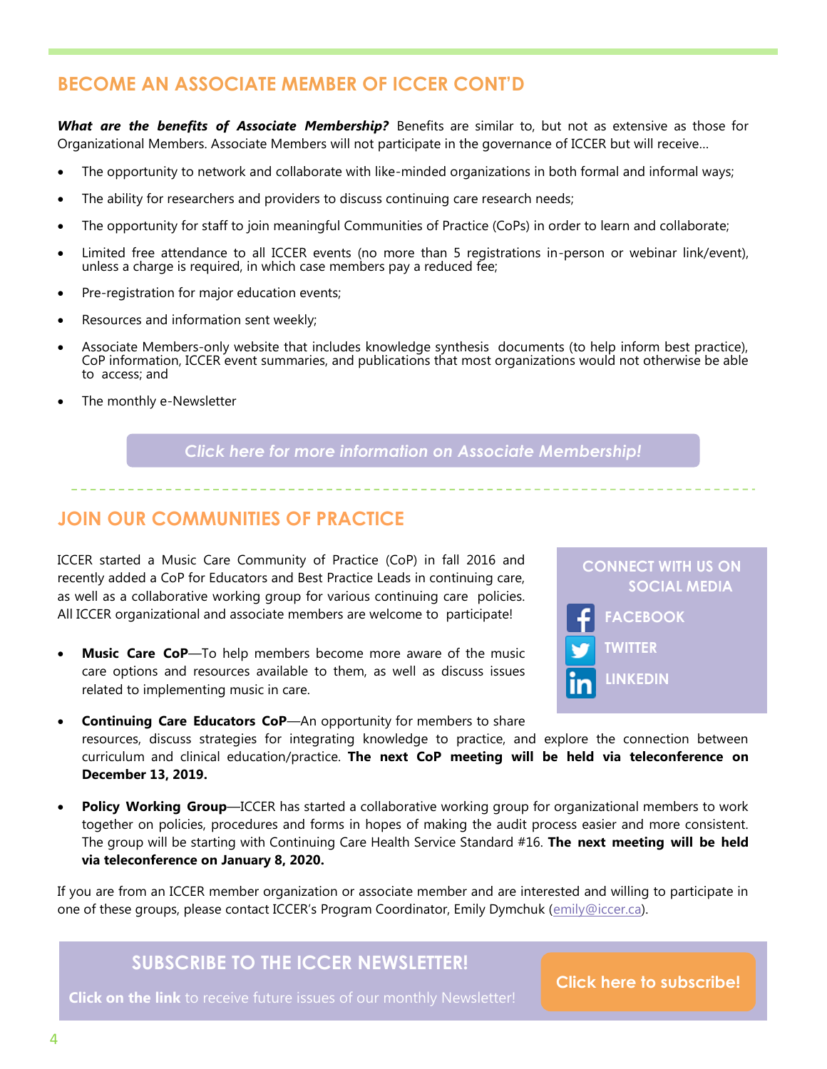## BECOME AN ASSOCIATE MEMBER OF ICCER CONT'D

***What are the benefits of Associate Membership?*** Benefits are similar to, but not as extensive as those for Organizational Members. Associate Members will not participate in the governance of ICCER but will receive…

- The opportunity to network and collaborate with like-minded organizations in both formal and informal ways;
- The ability for researchers and providers to discuss continuing care research needs;
- The opportunity for staff to join meaningful Communities of Practice (CoPs) in order to learn and collaborate;
- Limited free attendance to all ICCER events (no more than 5 registrations in-person or webinar link/event), unless a charge is required, in which case members pay a reduced fee;
- Pre-registration for major education events;
- Resources and information sent weekly;
- Associate Members-only website that includes knowledge synthesis documents (to help inform best practice), CoP information, ICCER event summaries, and publications that most organizations would not otherwise be able to access; and
- The monthly e-Newsletter

*Click here for more information on Associate Membership!*

## JOIN OUR COMMUNITIES OF PRACTICE

ICCER started a Music Care Community of Practice (CoP) in fall 2016 and recently added a CoP for Educators and Best Practice Leads in continuing care, as well as a collaborative working group for various continuing care policies. All ICCER organizational and associate members are welcome to participate!

- **Music Care CoP**—To help members become more aware of the music care options and resources available to them, as well as discuss issues related to implementing music in care.
- **Continuing Care Educators CoP**—An opportunity for members to share resources, discuss strategies for integrating knowledge to practice, and explore the connection between curriculum and clinical education/practice. **The next CoP meeting will be held via teleconference on December 13, 2019.**
- **Policy Working Group**—ICCER has started a collaborative working group for organizational members to work together on policies, procedures and forms in hopes of making the audit process easier and more consistent. The group will be starting with Continuing Care Health Service Standard #16. **The next meeting will be held via teleconference on January 8, 2020.**

If you are from an ICCER member organization or associate member and are interested and willing to participate in one of these groups, please contact ICCER's Program Coordinator, Emily Dymchuk (emily@iccer.ca).

### CONNECT WITH US ON SOCIAL MEDIA

- FACEBOOK
- TWITTER
- LINKEDIN

### SUBSCRIBE TO THE ICCER NEWSLETTER!

**Click on the link** to receive future issues of our monthly Newsletter!

**Click here to subscribe!**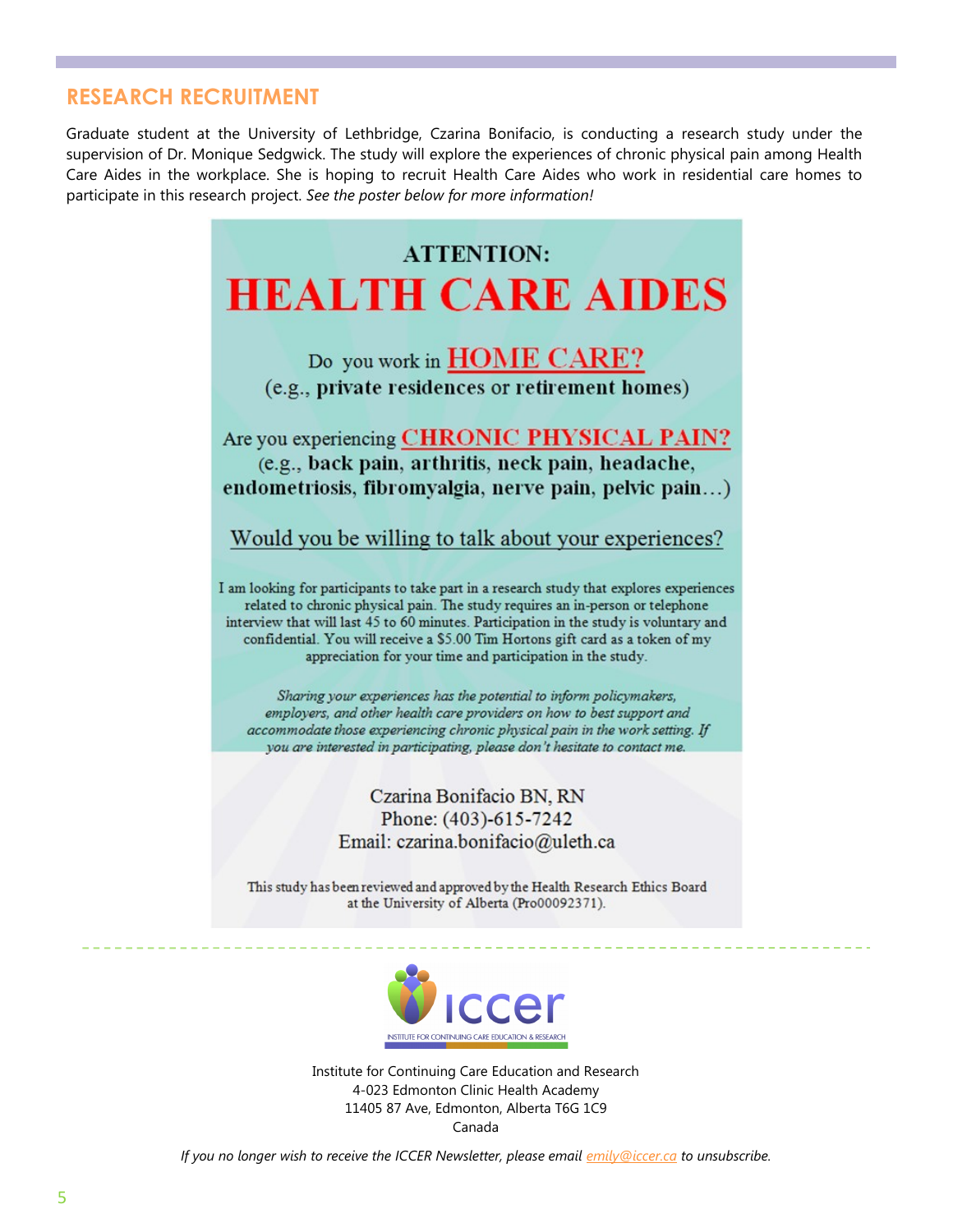## RESEARCH RECRUITMENT

Graduate student at the University of Lethbridge, Czarina Bonifacio, is conducting a research study under the supervision of Dr. Monique Sedgwick. The study will explore the experiences of chronic physical pain among Health Care Aides in the workplace. She is hoping to recruit Health Care Aides who work in residential care homes to participate in this research project. *See the poster below for more information!*

**ATTENTION:**

# HEALTH CARE AIDES

Do you work in **HOME CARE?**
(e.g., **private residences or retirement homes**)

Are you experiencing **CHRONIC PHYSICAL PAIN?**
(e.g., **back pain, arthritis, neck pain, headache, endometriosis, fibromyalgia, nerve pain, pelvic pain…**)

Would you be willing to talk about your experiences?

I am looking for participants to take part in a research study that explores experiences related to chronic physical pain. The study requires an in-person or telephone interview that will last 45 to 60 minutes. Participation in the study is voluntary and confidential. You will receive a $5.00 Tim Hortons gift card as a token of my appreciation for your time and participation in the study.

*Sharing your experiences has the potential to inform policymakers, employers, and other health care providers on how to best support and accommodate those experiencing chronic physical pain in the work setting. If you are interested in participating, please don't hesitate to contact me.*

Czarina Bonifacio BN, RN
Phone: (403)-615-7242
Email: czarina.bonifacio@uleth.ca

This study has been reviewed and approved by the Health Research Ethics Board at the University of Alberta (Pro00092371).

---

iccer
INSTITUTE FOR CONTINUING CARE EDUCATION & RESEARCH

Institute for Continuing Care Education and Research
4-023 Edmonton Clinic Health Academy
11405 87 Ave, Edmonton, Alberta T6G 1C9
Canada

*If you no longer wish to receive the ICCER Newsletter, please email emily@iccer.ca to unsubscribe.*